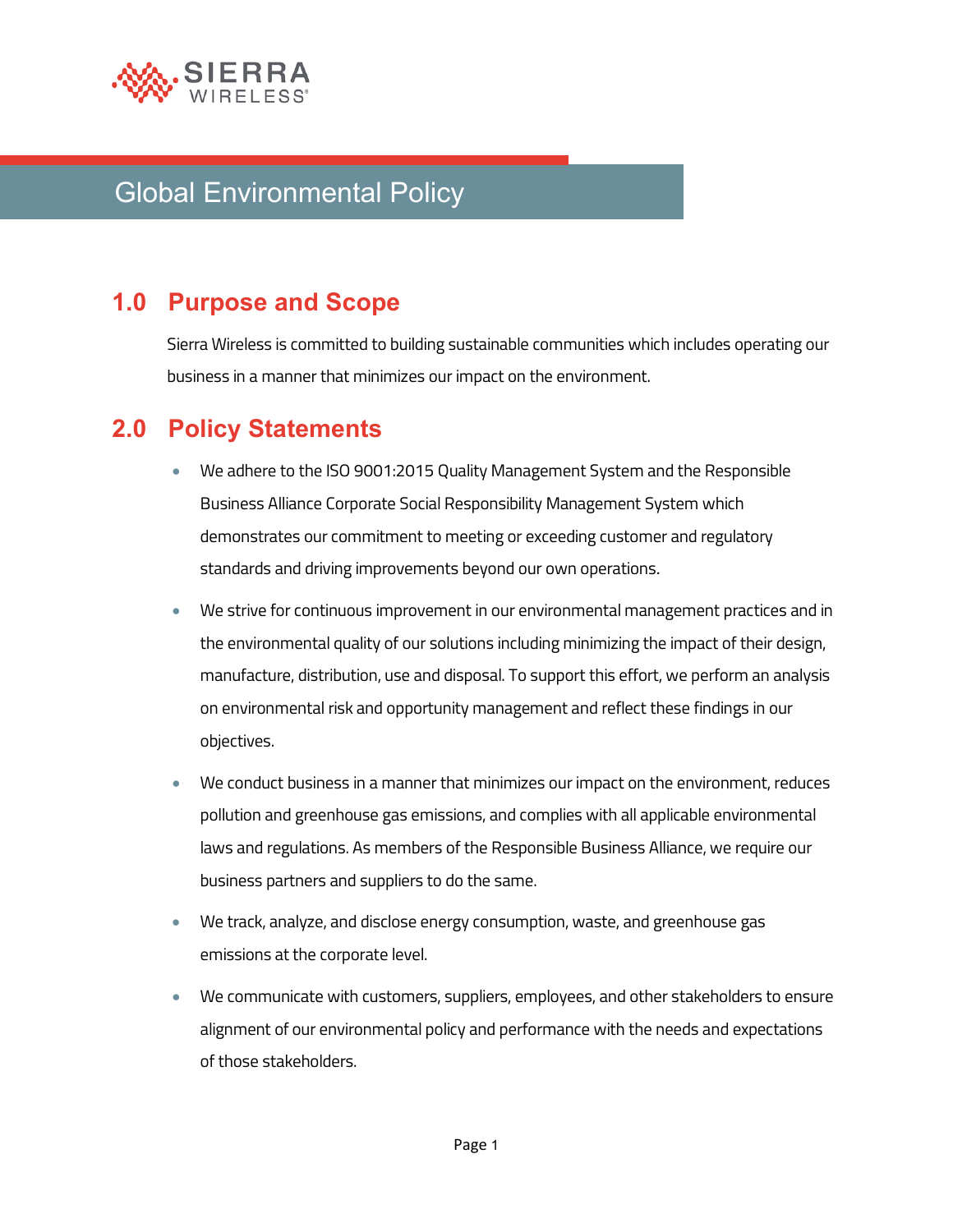# Global Environmental Policy

## 1.0 Purpose and Scope

Sierra Wireless is committed to building sustainable communities which includes operating our business in a manner that minimizes our impact on the environment.

## 2.0 Policy Statements

- We adhere to the ISO 9001:2015 Quality Management System and the Responsible Business Alliance Corporate Social Responsibility Management System which demonstrates our commitment to meeting or exceeding customer and regulatory standards and driving improvements beyond our own operations.
- We strive for continuous improvement in our environmental management practices and in the environmental quality of our solutions including minimizing the impact of their design, manufacture, distribution, use and disposal. To support this effort, we perform an analysis on environmental risk and opportunity management and reflect these findings in our objectives.
- We conduct business in a manner that minimizes our impact on the environment, reduces pollution and greenhouse gas emissions, and complies with all applicable environmental laws and regulations. As members of the Responsible Business Alliance, we require our business partners and suppliers to do the same.
- We track, analyze, and disclose energy consumption, waste, and greenhouse gas emissions at the corporate level.
- We communicate with customers, suppliers, employees, and other stakeholders to ensure alignment of our environmental policy and performance with the needs and expectations of those stakeholders.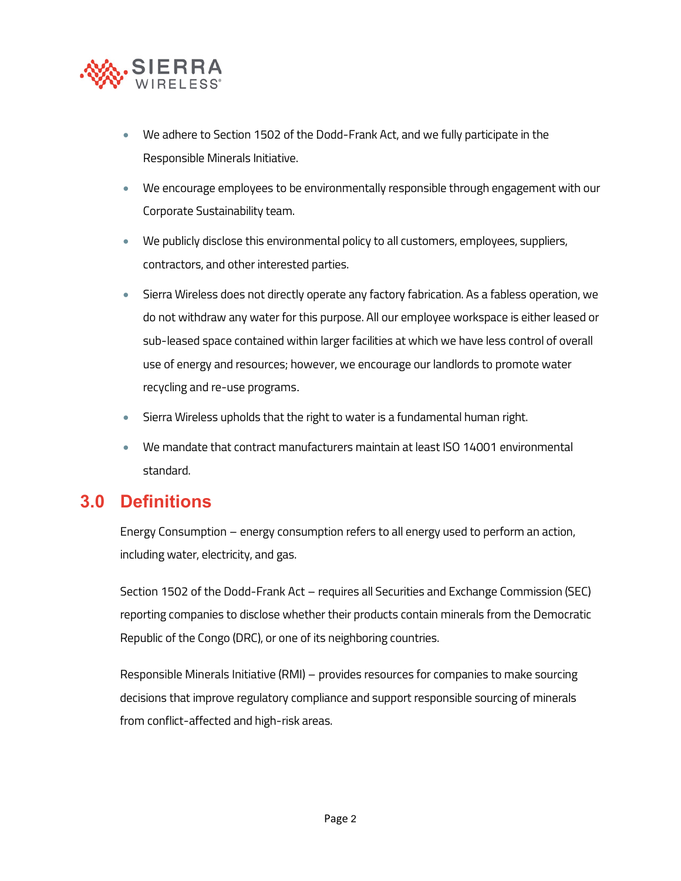- We adhere to Section 1502 of the Dodd-Frank Act, and we fully participate in the Responsible Minerals Initiative.
- We encourage employees to be environmentally responsible through engagement with our Corporate Sustainability team.
- We publicly disclose this environmental policy to all customers, employees, suppliers, contractors, and other interested parties.
- Sierra Wireless does not directly operate any factory fabrication. As a fabless operation, we do not withdraw any water for this purpose. All our employee workspace is either leased or sub-leased space contained within larger facilities at which we have less control of overall use of energy and resources; however, we encourage our landlords to promote water recycling and re-use programs.
- Sierra Wireless upholds that the right to water is a fundamental human right.
- We mandate that contract manufacturers maintain at least ISO 14001 environmental standard.

## 3.0 Definitions

Energy Consumption – energy consumption refers to all energy used to perform an action, including water, electricity, and gas.

Section 1502 of the Dodd-Frank Act – requires all Securities and Exchange Commission (SEC) reporting companies to disclose whether their products contain minerals from the Democratic Republic of the Congo (DRC), or one of its neighboring countries.

Responsible Minerals Initiative (RMI) – provides resources for companies to make sourcing decisions that improve regulatory compliance and support responsible sourcing of minerals from conflict-affected and high-risk areas.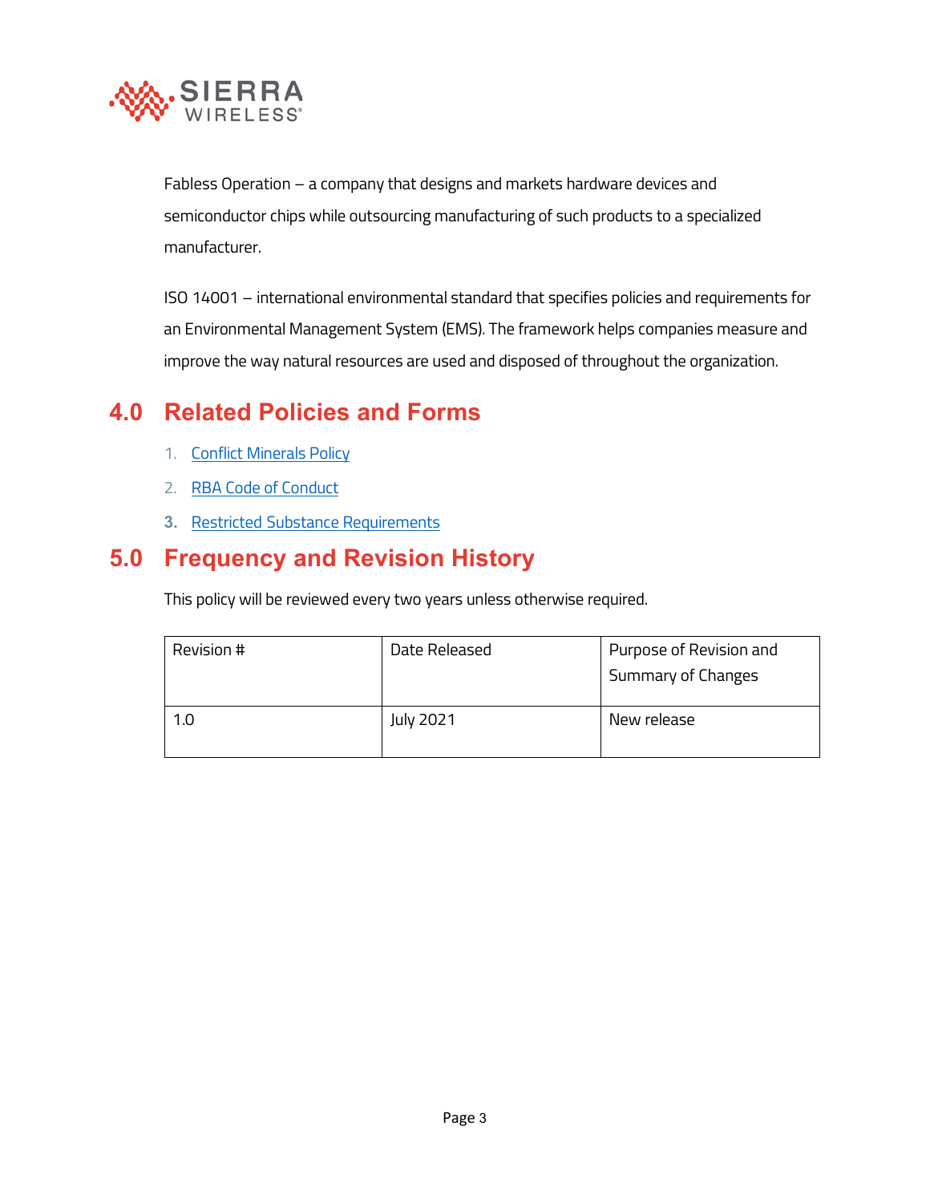Fabless Operation – a company that designs and markets hardware devices and semiconductor chips while outsourcing manufacturing of such products to a specialized manufacturer.

ISO 14001 – international environmental standard that specifies policies and requirements for an Environmental Management System (EMS). The framework helps companies measure and improve the way natural resources are used and disposed of throughout the organization.

## 4.0 Related Policies and Forms

1. Conflict Minerals Policy
2. RBA Code of Conduct
3. Restricted Substance Requirements

## 5.0 Frequency and Revision History

This policy will be reviewed every two years unless otherwise required.

| Revision # | Date Released | Purpose of Revision and Summary of Changes |
|---|---|---|
| 1.0 | July 2021 | New release |